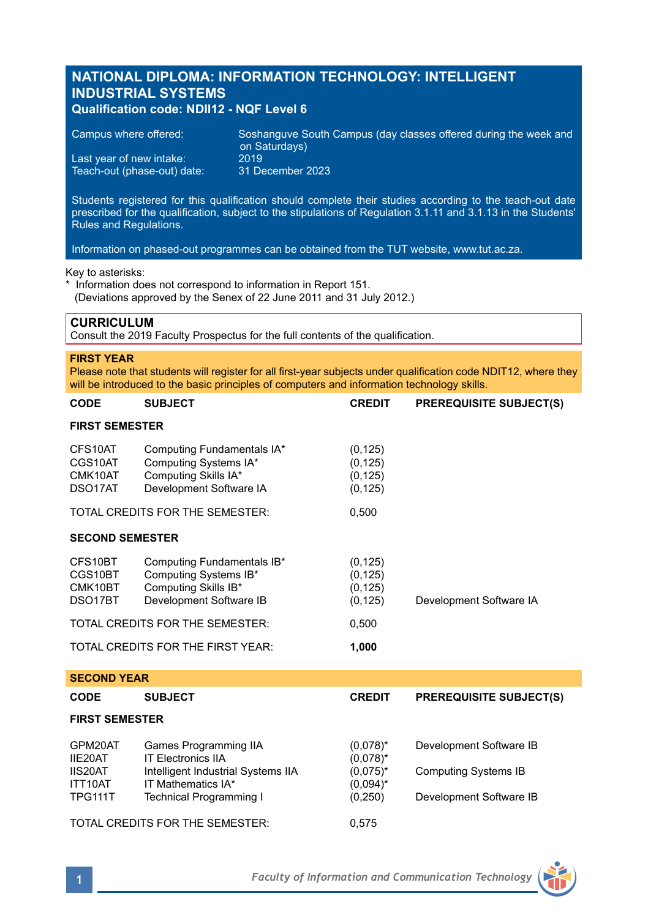# NATIONAL DIPLOMA: INFORMATION TECHNOLOGY: INTELLIGENT INDUSTRIAL SYSTEMS

**Qualification code: NDII12 - NQF Level 6**

| | |
|---|---|
| Campus where offered: | Soshanguve South Campus (day classes offered during the week and on Saturdays) |
| Last year of new intake: | 2019 |
| Teach-out (phase-out) date: | 31 December 2023 |

Students registered for this qualification should complete their studies according to the teach-out date prescribed for the qualification, subject to the stipulations of Regulation 3.1.11 and 3.1.13 in the Students' Rules and Regulations.

Information on phased-out programmes can be obtained from the TUT website, www.tut.ac.za.

Key to asterisks:
* Information does not correspond to information in Report 151.
  (Deviations approved by the Senex of 22 June 2011 and 31 July 2012.)

## CURRICULUM

Consult the 2019 Faculty Prospectus for the full contents of the qualification.

### FIRST YEAR

Please note that students will register for all first-year subjects under qualification code NDIT12, where they will be introduced to the basic principles of computers and information technology skills.

| CODE | SUBJECT | CREDIT | PREREQUISITE SUBJECT(S) |
|---|---|---|---|
| **FIRST SEMESTER** | | | |
| CFS10AT | Computing Fundamentals IA* | (0,125) | |
| CGS10AT | Computing Systems IA* | (0,125) | |
| CMK10AT | Computing Skills IA* | (0,125) | |
| DSO17AT | Development Software IA | (0,125) | |
| TOTAL CREDITS FOR THE SEMESTER: | | 0,500 | |
| **SECOND SEMESTER** | | | |
| CFS10BT | Computing Fundamentals IB* | (0,125) | |
| CGS10BT | Computing Systems IB* | (0,125) | |
| CMK10BT | Computing Skills IB* | (0,125) | |
| DSO17BT | Development Software IB | (0,125) | Development Software IA |
| TOTAL CREDITS FOR THE SEMESTER: | | 0,500 | |
| TOTAL CREDITS FOR THE FIRST YEAR: | | **1,000** | |

### SECOND YEAR

| CODE | SUBJECT | CREDIT | PREREQUISITE SUBJECT(S) |
|---|---|---|---|
| **FIRST SEMESTER** | | | |
| GPM20AT | Games Programming IIA | (0,078)* | Development Software IB |
| IIE20AT | IT Electronics IIA | (0,078)* | |
| IIS20AT | Intelligent Industrial Systems IIA | (0,075)* | Computing Systems IB |
| ITT10AT | IT Mathematics IA* | (0,094)* | |
| TPG111T | Technical Programming I | (0,250) | Development Software IB |
| TOTAL CREDITS FOR THE SEMESTER: | | 0,575 | |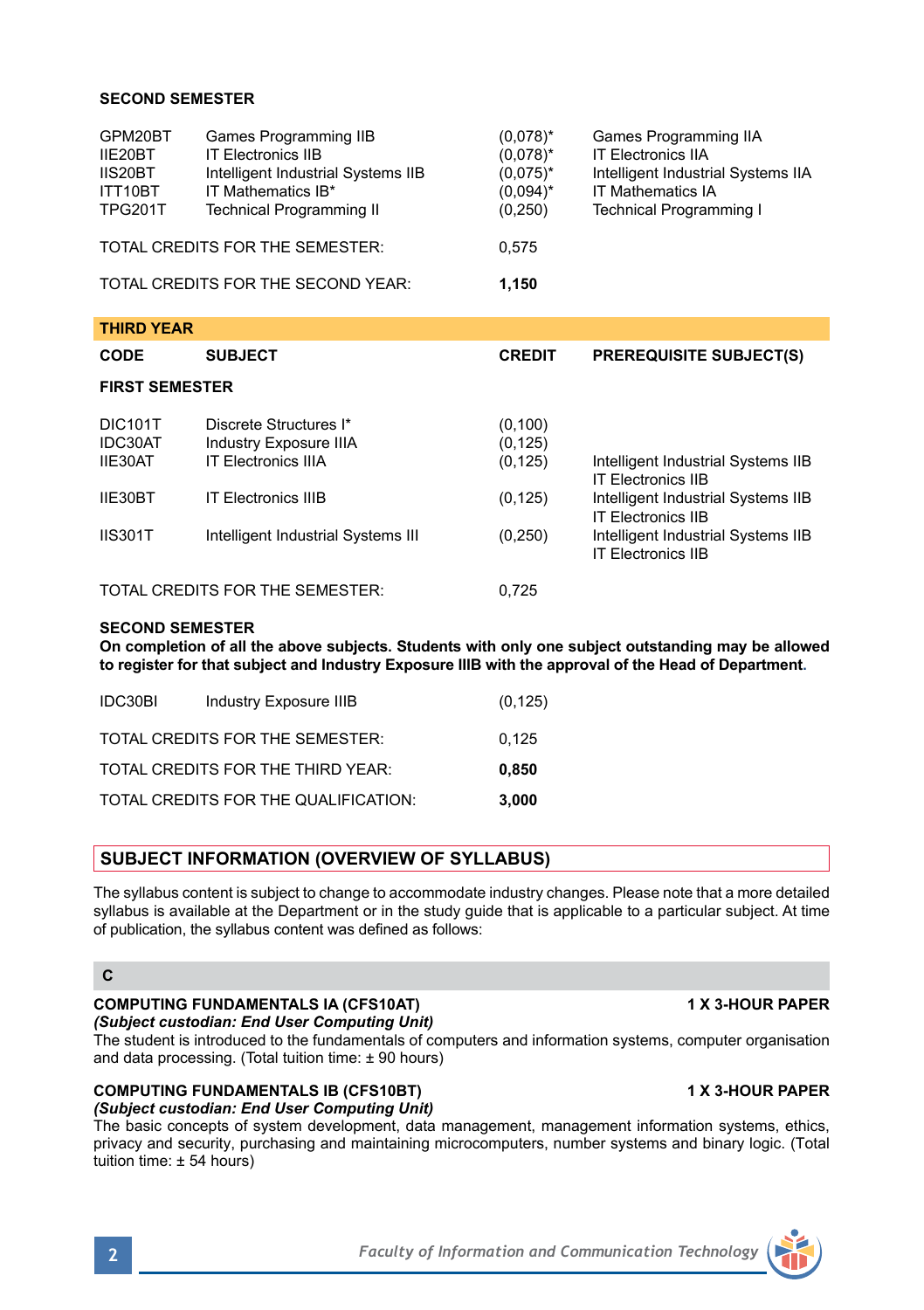**SECOND SEMESTER**

| | | | |
|---|---|---|---|
| GPM20BT | Games Programming IIB | (0,078)* | Games Programming IIA |
| IIE20BT | IT Electronics IIB | (0,078)* | IT Electronics IIA |
| IIS20BT | Intelligent Industrial Systems IIB | (0,075)* | Intelligent Industrial Systems IIA |
| ITT10BT | IT Mathematics IB* | (0,094)* | IT Mathematics IA |
| TPG201T | Technical Programming II | (0,250) | Technical Programming I |
| TOTAL CREDITS FOR THE SEMESTER: | | 0,575 | |
| TOTAL CREDITS FOR THE SECOND YEAR: | | **1,150** | |

## THIRD YEAR

| CODE | SUBJECT | CREDIT | PREREQUISITE SUBJECT(S) |
|---|---|---|---|
| **FIRST SEMESTER** | | | |
| DIC101T | Discrete Structures I* | (0,100) | |
| IDC30AT | Industry Exposure IIIA | (0,125) | |
| IIE30AT | IT Electronics IIIA | (0,125) | Intelligent Industrial Systems IIB<br>IT Electronics IIB |
| IIE30BT | IT Electronics IIIB | (0,125) | Intelligent Industrial Systems IIB<br>IT Electronics IIB |
| IIS301T | Intelligent Industrial Systems III | (0,250) | Intelligent Industrial Systems IIB<br>IT Electronics IIB |
| TOTAL CREDITS FOR THE SEMESTER: | | 0,725 | |

**SECOND SEMESTER**

**On completion of all the above subjects. Students with only one subject outstanding may be allowed to register for that subject and Industry Exposure IIIB with the approval of the Head of Department.**

| | | | |
|---|---|---|---|
| IDC30BI | Industry Exposure IIIB | (0,125) | |
| TOTAL CREDITS FOR THE SEMESTER: | | 0,125 | |
| TOTAL CREDITS FOR THE THIRD YEAR: | | **0,850** | |
| TOTAL CREDITS FOR THE QUALIFICATION: | | **3,000** | |

## SUBJECT INFORMATION (OVERVIEW OF SYLLABUS)

The syllabus content is subject to change to accommodate industry changes. Please note that a more detailed syllabus is available at the Department or in the study guide that is applicable to a particular subject. At time of publication, the syllabus content was defined as follows:

### C

**COMPUTING FUNDAMENTALS IA (CFS10AT)** **1 X 3-HOUR PAPER**
***(Subject custodian: End User Computing Unit)***
The student is introduced to the fundamentals of computers and information systems, computer organisation and data processing. (Total tuition time: ± 90 hours)

**COMPUTING FUNDAMENTALS IB (CFS10BT)** **1 X 3-HOUR PAPER**
***(Subject custodian: End User Computing Unit)***
The basic concepts of system development, data management, management information systems, ethics, privacy and security, purchasing and maintaining microcomputers, number systems and binary logic. (Total tuition time: ± 54 hours)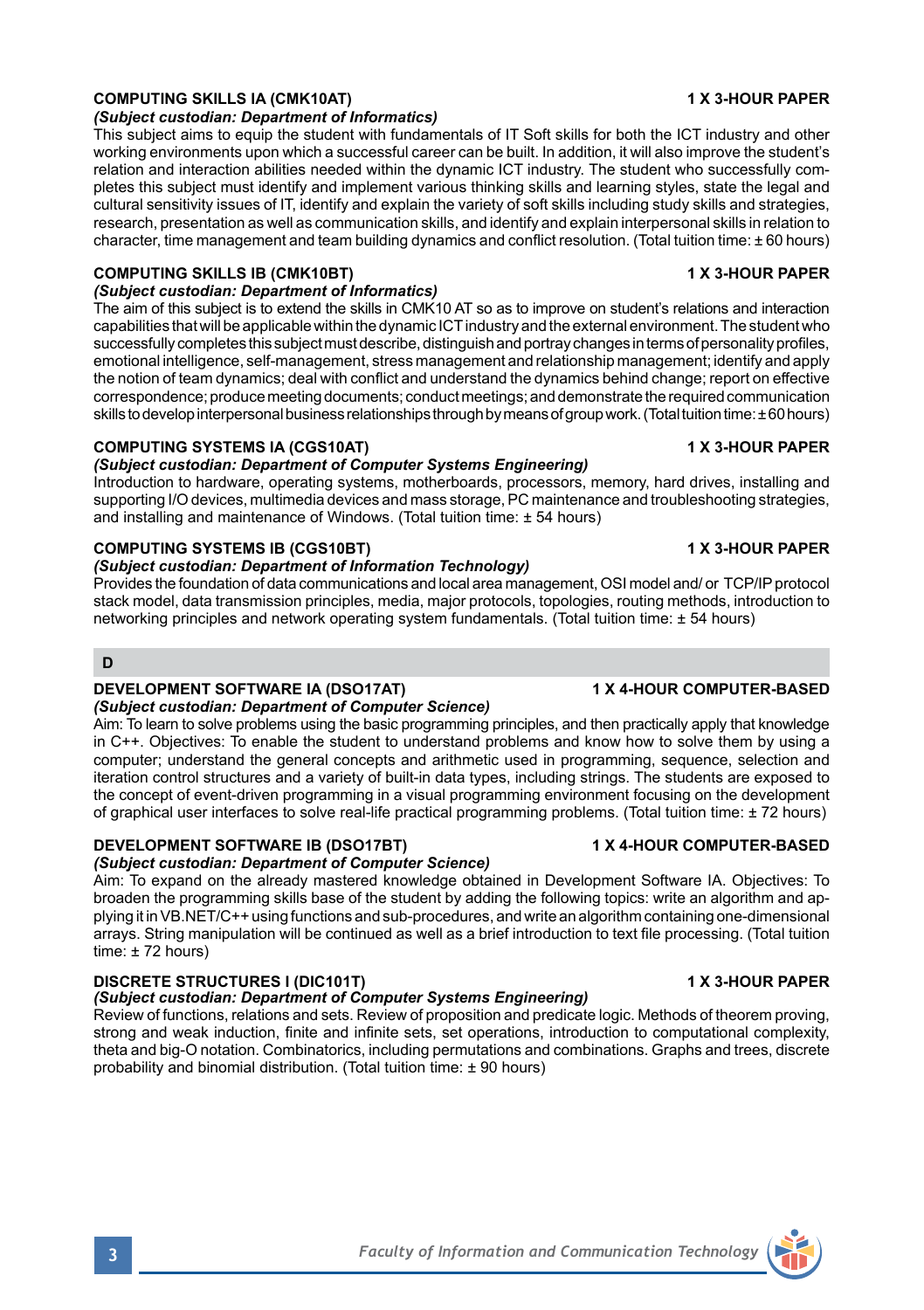**COMPUTING SKILLS IA (CMK10AT)** **1 X 3-HOUR PAPER**
***(Subject custodian: Department of Informatics)***
This subject aims to equip the student with fundamentals of IT Soft skills for both the ICT industry and other working environments upon which a successful career can be built. In addition, it will also improve the student's relation and interaction abilities needed within the dynamic ICT industry. The student who successfully completes this subject must identify and implement various thinking skills and learning styles, state the legal and cultural sensitivity issues of IT, identify and explain the variety of soft skills including study skills and strategies, research, presentation as well as communication skills, and identify and explain interpersonal skills in relation to character, time management and team building dynamics and conflict resolution. (Total tuition time: ± 60 hours)

**COMPUTING SKILLS IB (CMK10BT)** **1 X 3-HOUR PAPER**
***(Subject custodian: Department of Informatics)***
The aim of this subject is to extend the skills in CMK10 AT so as to improve on student's relations and interaction capabilities that will be applicable within the dynamic ICT industry and the external environment. The student who successfully completes this subject must describe, distinguish and portray changes in terms of personality profiles, emotional intelligence, self-management, stress management and relationship management; identify and apply the notion of team dynamics; deal with conflict and understand the dynamics behind change; report on effective correspondence; produce meeting documents; conduct meetings; and demonstrate the required communication skills to develop interpersonal business relationships through by means of group work. (Total tuition time: ± 60 hours)

**COMPUTING SYSTEMS IA (CGS10AT)** **1 X 3-HOUR PAPER**
***(Subject custodian: Department of Computer Systems Engineering)***
Introduction to hardware, operating systems, motherboards, processors, memory, hard drives, installing and supporting I/O devices, multimedia devices and mass storage, PC maintenance and troubleshooting strategies, and installing and maintenance of Windows. (Total tuition time: ± 54 hours)

**COMPUTING SYSTEMS IB (CGS10BT)** **1 X 3-HOUR PAPER**
***(Subject custodian: Department of Information Technology)***
Provides the foundation of data communications and local area management, OSI model and/ or TCP/IP protocol stack model, data transmission principles, media, major protocols, topologies, routing methods, introduction to networking principles and network operating system fundamentals. (Total tuition time: ± 54 hours)

## D

**DEVELOPMENT SOFTWARE IA (DSO17AT)** **1 X 4-HOUR COMPUTER-BASED**
***(Subject custodian: Department of Computer Science)***
Aim: To learn to solve problems using the basic programming principles, and then practically apply that knowledge in C++. Objectives: To enable the student to understand problems and know how to solve them by using a computer; understand the general concepts and arithmetic used in programming, sequence, selection and iteration control structures and a variety of built-in data types, including strings. The students are exposed to the concept of event-driven programming in a visual programming environment focusing on the development of graphical user interfaces to solve real-life practical programming problems. (Total tuition time: ± 72 hours)

**DEVELOPMENT SOFTWARE IB (DSO17BT)** **1 X 4-HOUR COMPUTER-BASED**
***(Subject custodian: Department of Computer Science)***
Aim: To expand on the already mastered knowledge obtained in Development Software IA. Objectives: To broaden the programming skills base of the student by adding the following topics: write an algorithm and applying it in VB.NET/C++ using functions and sub-procedures, and write an algorithm containing one-dimensional arrays. String manipulation will be continued as well as a brief introduction to text file processing. (Total tuition time: ± 72 hours)

**DISCRETE STRUCTURES I (DIC101T)** **1 X 3-HOUR PAPER**
***(Subject custodian: Department of Computer Systems Engineering)***
Review of functions, relations and sets. Review of proposition and predicate logic. Methods of theorem proving, strong and weak induction, finite and infinite sets, set operations, introduction to computational complexity, theta and big-O notation. Combinatorics, including permutations and combinations. Graphs and trees, discrete probability and binomial distribution. (Total tuition time: ± 90 hours)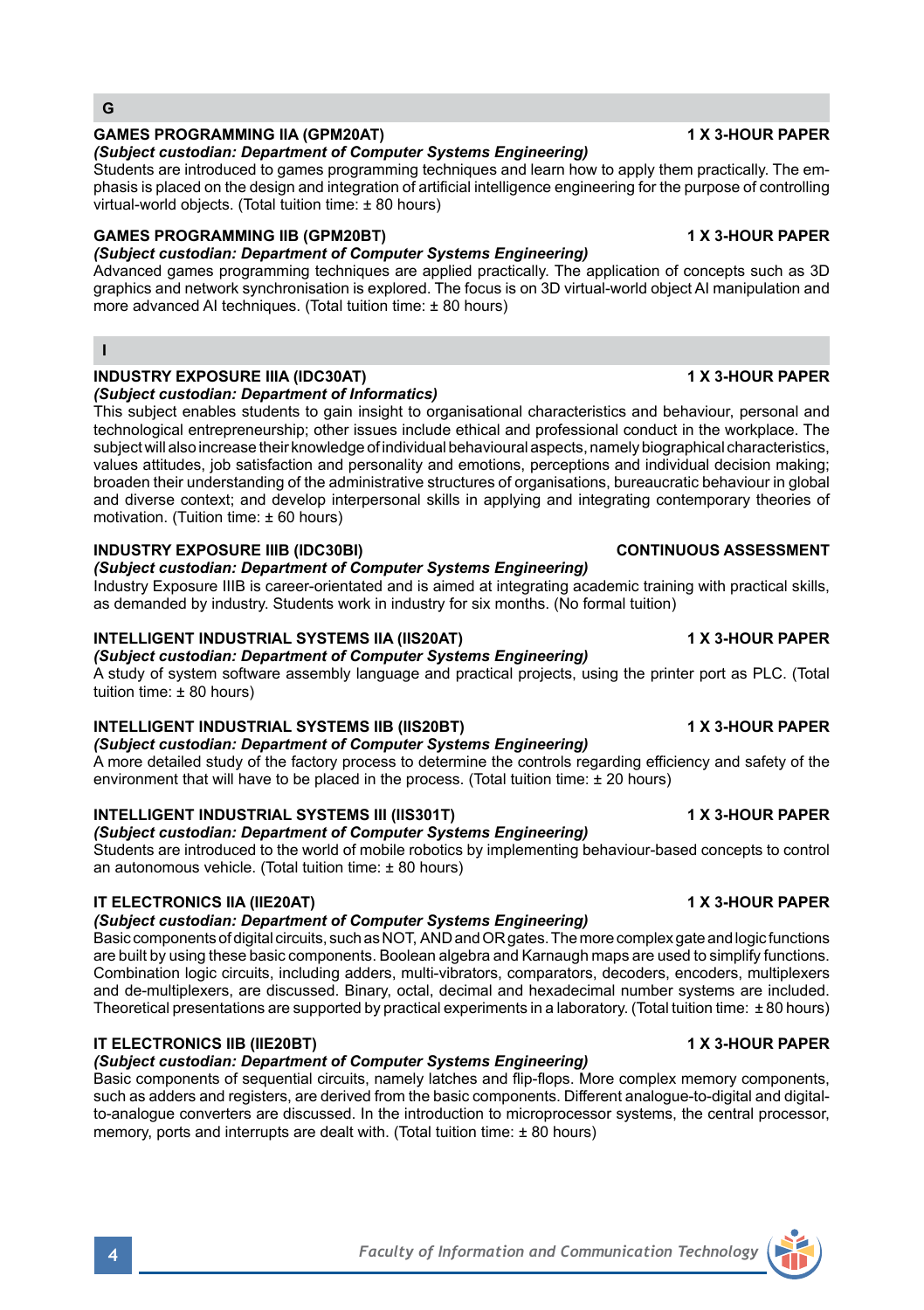## G

### GAMES PROGRAMMING IIA (GPM20AT) — 1 X 3-HOUR PAPER

***(Subject custodian: Department of Computer Systems Engineering)***

Students are introduced to games programming techniques and learn how to apply them practically. The emphasis is placed on the design and integration of artificial intelligence engineering for the purpose of controlling virtual-world objects. (Total tuition time: ± 80 hours)

### GAMES PROGRAMMING IIB (GPM20BT) — 1 X 3-HOUR PAPER

***(Subject custodian: Department of Computer Systems Engineering)***

Advanced games programming techniques are applied practically. The application of concepts such as 3D graphics and network synchronisation is explored. The focus is on 3D virtual-world object AI manipulation and more advanced AI techniques. (Total tuition time: ± 80 hours)

## I

### INDUSTRY EXPOSURE IIIA (IDC30AT) — 1 X 3-HOUR PAPER

***(Subject custodian: Department of Informatics)***

This subject enables students to gain insight to organisational characteristics and behaviour, personal and technological entrepreneurship; other issues include ethical and professional conduct in the workplace. The subject will also increase their knowledge of individual behavioural aspects, namely biographical characteristics, values attitudes, job satisfaction and personality and emotions, perceptions and individual decision making; broaden their understanding of the administrative structures of organisations, bureaucratic behaviour in global and diverse context; and develop interpersonal skills in applying and integrating contemporary theories of motivation. (Tuition time: ± 60 hours)

### INDUSTRY EXPOSURE IIIB (IDC30BI) — CONTINUOUS ASSESSMENT

***(Subject custodian: Department of Computer Systems Engineering)***

Industry Exposure IIIB is career-orientated and is aimed at integrating academic training with practical skills, as demanded by industry. Students work in industry for six months. (No formal tuition)

### INTELLIGENT INDUSTRIAL SYSTEMS IIA (IIS20AT) — 1 X 3-HOUR PAPER

***(Subject custodian: Department of Computer Systems Engineering)***

A study of system software assembly language and practical projects, using the printer port as PLC. (Total tuition time: ± 80 hours)

### INTELLIGENT INDUSTRIAL SYSTEMS IIB (IIS20BT) — 1 X 3-HOUR PAPER

***(Subject custodian: Department of Computer Systems Engineering)***

A more detailed study of the factory process to determine the controls regarding efficiency and safety of the environment that will have to be placed in the process. (Total tuition time: ± 20 hours)

### INTELLIGENT INDUSTRIAL SYSTEMS III (IIS301T) — 1 X 3-HOUR PAPER

***(Subject custodian: Department of Computer Systems Engineering)***

Students are introduced to the world of mobile robotics by implementing behaviour-based concepts to control an autonomous vehicle. (Total tuition time: ± 80 hours)

### IT ELECTRONICS IIA (IIE20AT) — 1 X 3-HOUR PAPER

***(Subject custodian: Department of Computer Systems Engineering)***

Basic components of digital circuits, such as NOT, AND and OR gates. The more complex gate and logic functions are built by using these basic components. Boolean algebra and Karnaugh maps are used to simplify functions. Combination logic circuits, including adders, multi-vibrators, comparators, decoders, encoders, multiplexers and de-multiplexers, are discussed. Binary, octal, decimal and hexadecimal number systems are included. Theoretical presentations are supported by practical experiments in a laboratory. (Total tuition time: ± 80 hours)

### IT ELECTRONICS IIB (IIE20BT) — 1 X 3-HOUR PAPER

***(Subject custodian: Department of Computer Systems Engineering)***

Basic components of sequential circuits, namely latches and flip-flops. More complex memory components, such as adders and registers, are derived from the basic components. Different analogue-to-digital and digital-to-analogue converters are discussed. In the introduction to microprocessor systems, the central processor, memory, ports and interrupts are dealt with. (Total tuition time: ± 80 hours)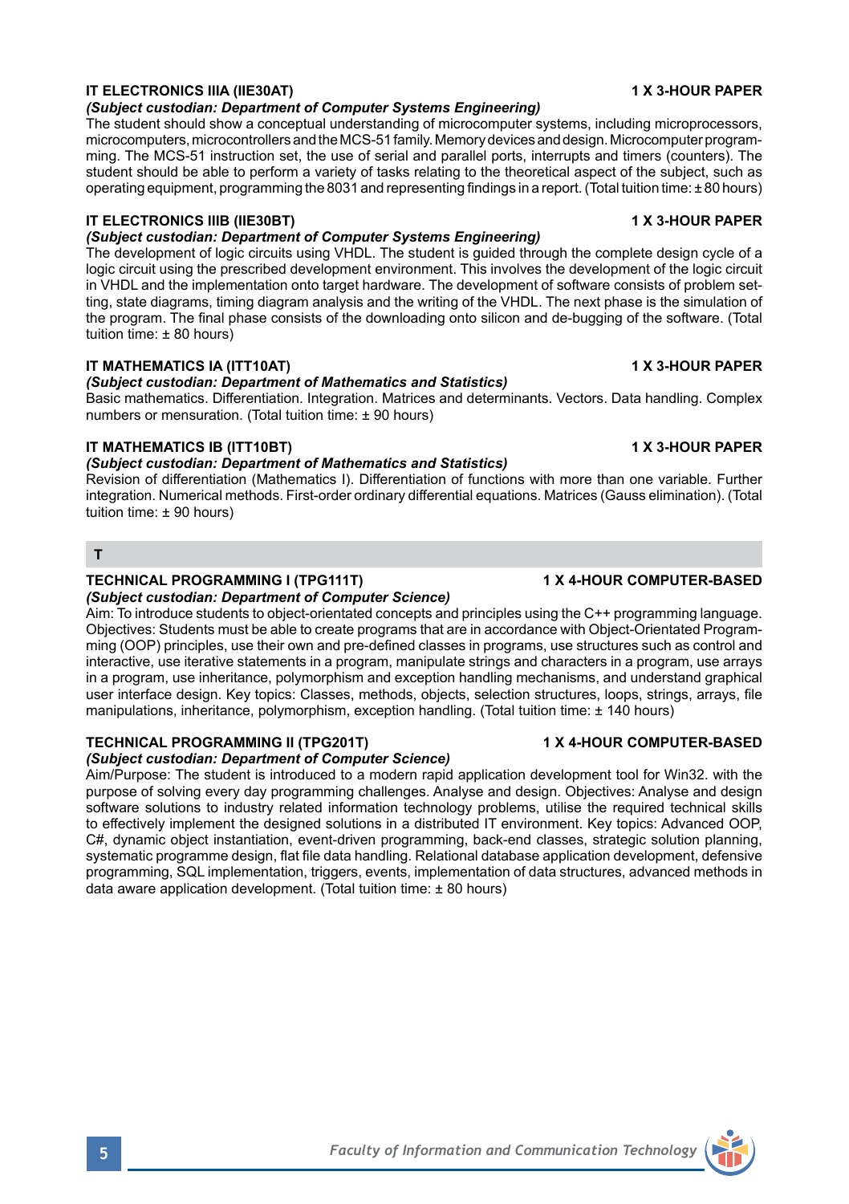### IT ELECTRONICS IIIA (IIE30AT) — 1 X 3-HOUR PAPER

*(Subject custodian: Department of Computer Systems Engineering)*

The student should show a conceptual understanding of microcomputer systems, including microprocessors, microcomputers, microcontrollers and the MCS-51 family. Memory devices and design. Microcomputer programming. The MCS-51 instruction set, the use of serial and parallel ports, interrupts and timers (counters). The student should be able to perform a variety of tasks relating to the theoretical aspect of the subject, such as operating equipment, programming the 8031 and representing findings in a report. (Total tuition time: ± 80 hours)

### IT ELECTRONICS IIIB (IIE30BT) — 1 X 3-HOUR PAPER

*(Subject custodian: Department of Computer Systems Engineering)*

The development of logic circuits using VHDL. The student is guided through the complete design cycle of a logic circuit using the prescribed development environment. This involves the development of the logic circuit in VHDL and the implementation onto target hardware. The development of software consists of problem setting, state diagrams, timing diagram analysis and the writing of the VHDL. The next phase is the simulation of the program. The final phase consists of the downloading onto silicon and de-bugging of the software. (Total tuition time: ± 80 hours)

### IT MATHEMATICS IA (ITT10AT) — 1 X 3-HOUR PAPER

*(Subject custodian: Department of Mathematics and Statistics)*

Basic mathematics. Differentiation. Integration. Matrices and determinants. Vectors. Data handling. Complex numbers or mensuration. (Total tuition time: ± 90 hours)

### IT MATHEMATICS IB (ITT10BT) — 1 X 3-HOUR PAPER

*(Subject custodian: Department of Mathematics and Statistics)*

Revision of differentiation (Mathematics I). Differentiation of functions with more than one variable. Further integration. Numerical methods. First-order ordinary differential equations. Matrices (Gauss elimination). (Total tuition time: ± 90 hours)

## T

### TECHNICAL PROGRAMMING I (TPG111T) — 1 X 4-HOUR COMPUTER-BASED

*(Subject custodian: Department of Computer Science)*

Aim: To introduce students to object-orientated concepts and principles using the C++ programming language. Objectives: Students must be able to create programs that are in accordance with Object-Orientated Programming (OOP) principles, use their own and pre-defined classes in programs, use structures such as control and interactive, use iterative statements in a program, manipulate strings and characters in a program, use arrays in a program, use inheritance, polymorphism and exception handling mechanisms, and understand graphical user interface design. Key topics: Classes, methods, objects, selection structures, loops, strings, arrays, file manipulations, inheritance, polymorphism, exception handling. (Total tuition time: ± 140 hours)

### TECHNICAL PROGRAMMING II (TPG201T) — 1 X 4-HOUR COMPUTER-BASED

*(Subject custodian: Department of Computer Science)*

Aim/Purpose: The student is introduced to a modern rapid application development tool for Win32. with the purpose of solving every day programming challenges. Analyse and design. Objectives: Analyse and design software solutions to industry related information technology problems, utilise the required technical skills to effectively implement the designed solutions in a distributed IT environment. Key topics: Advanced OOP, C#, dynamic object instantiation, event-driven programming, back-end classes, strategic solution planning, systematic programme design, flat file data handling. Relational database application development, defensive programming, SQL implementation, triggers, events, implementation of data structures, advanced methods in data aware application development. (Total tuition time: ± 80 hours)